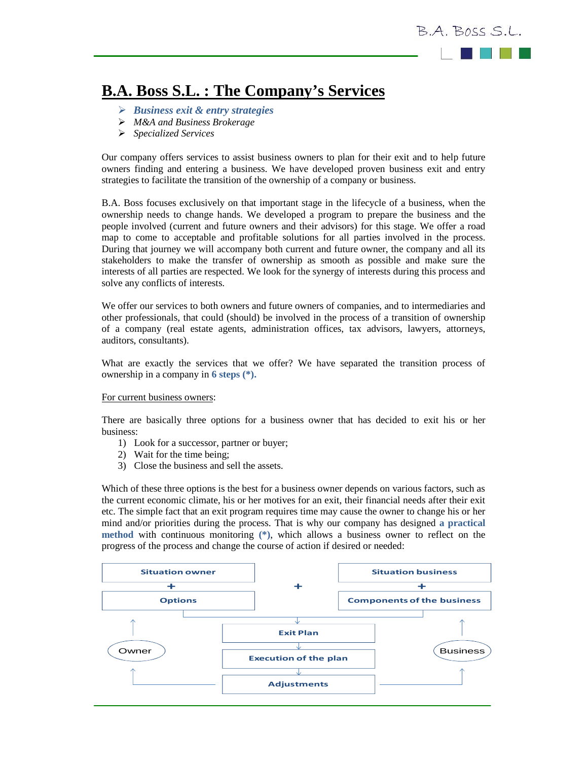# B.A. Boss S.L. : The Company's Services

- ***Business exit & entry strategies***
- *M&A and Business Brokerage*
- *Specialized Services*

Our company offers services to assist business owners to plan for their exit and to help future owners finding and entering a business. We have developed proven business exit and entry strategies to facilitate the transition of the ownership of a company or business.

B.A. Boss focuses exclusively on that important stage in the lifecycle of a business, when the ownership needs to change hands. We developed a program to prepare the business and the people involved (current and future owners and their advisors) for this stage. We offer a road map to come to acceptable and profitable solutions for all parties involved in the process. During that journey we will accompany both current and future owner, the company and all its stakeholders to make the transfer of ownership as smooth as possible and make sure the interests of all parties are respected. We look for the synergy of interests during this process and solve any conflicts of interests.

We offer our services to both owners and future owners of companies, and to intermediaries and other professionals, that could (should) be involved in the process of a transition of ownership of a company (real estate agents, administration offices, tax advisors, lawyers, attorneys, auditors, consultants).

What are exactly the services that we offer? We have separated the transition process of ownership in a company in **6 steps (*).**

For current business owners:

There are basically three options for a business owner that has decided to exit his or her business:

1) Look for a successor, partner or buyer;
2) Wait for the time being;
3) Close the business and sell the assets.

Which of these three options is the best for a business owner depends on various factors, such as the current economic climate, his or her motives for an exit, their financial needs after their exit etc. The simple fact that an exit program requires time may cause the owner to change his or her mind and/or priorities during the process. That is why our company has designed **a practical method** with continuous monitoring **(*)**, which allows a business owner to reflect on the progress of the process and change the course of action if desired or needed:

Situation owner + Options + Situation business + Components of the business

→ Exit Plan → Execution of the plan → Adjustments → (feedback to Owner and Business)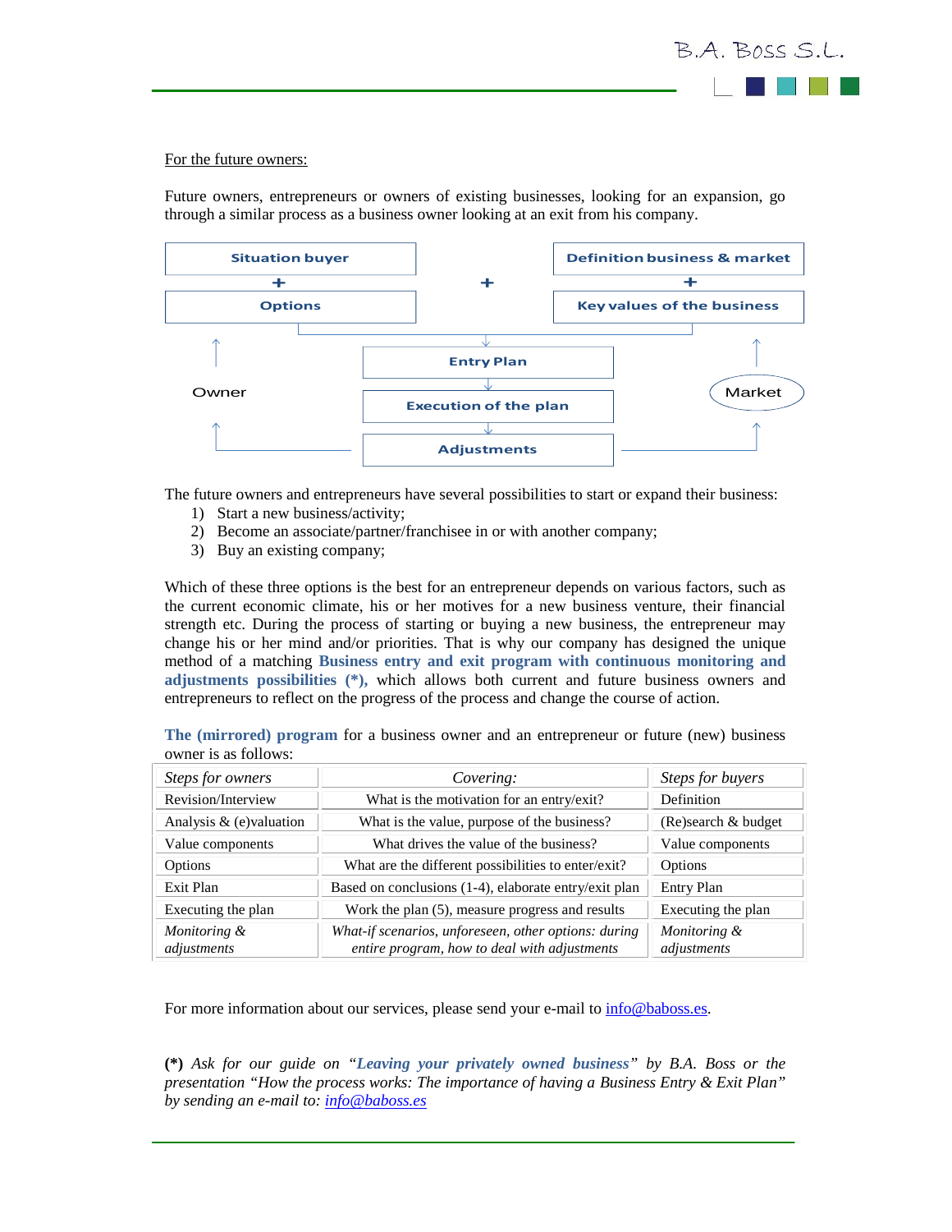For the future owners:

Future owners, entrepreneurs or owners of existing businesses, looking for an expansion, go through a similar process as a business owner looking at an exit from his company.

Situation buyer
+
Options

+

Definition business & market
+
Key values of the business

Entry Plan
Execution of the plan
Adjustments

Owner

Market

The future owners and entrepreneurs have several possibilities to start or expand their business:

1) Start a new business/activity;
2) Become an associate/partner/franchisee in or with another company;
3) Buy an existing company;

Which of these three options is the best for an entrepreneur depends on various factors, such as the current economic climate, his or her motives for a new business venture, their financial strength etc. During the process of starting or buying a new business, the entrepreneur may change his or her mind and/or priorities. That is why our company has designed the unique method of a matching **Business entry and exit program with continuous monitoring and adjustments possibilities (\*),** which allows both current and future business owners and entrepreneurs to reflect on the progress of the process and change the course of action.

**The (mirrored) program** for a business owner and an entrepreneur or future (new) business owner is as follows:

| *Steps for owners* | *Covering:* | *Steps for buyers* |
|---|---|---|
| Revision/Interview | What is the motivation for an entry/exit? | Definition |
| Analysis & (e)valuation | What is the value, purpose of the business? | (Re)search & budget |
| Value components | What drives the value of the business? | Value components |
| Options | What are the different possibilities to enter/exit? | Options |
| Exit Plan | Based on conclusions (1-4), elaborate entry/exit plan | Entry Plan |
| Executing the plan | Work the plan (5), measure progress and results | Executing the plan |
| *Monitoring & adjustments* | *What-if scenarios, unforeseen, other options: during entire program, how to deal with adjustments* | *Monitoring & adjustments* |

For more information about our services, please send your e-mail to info@baboss.es.

***(\*)** Ask for our guide on "**Leaving your privately owned business**" by B.A. Boss or the presentation "How the process works: The importance of having a Business Entry & Exit Plan" by sending an e-mail to: info@baboss.es*